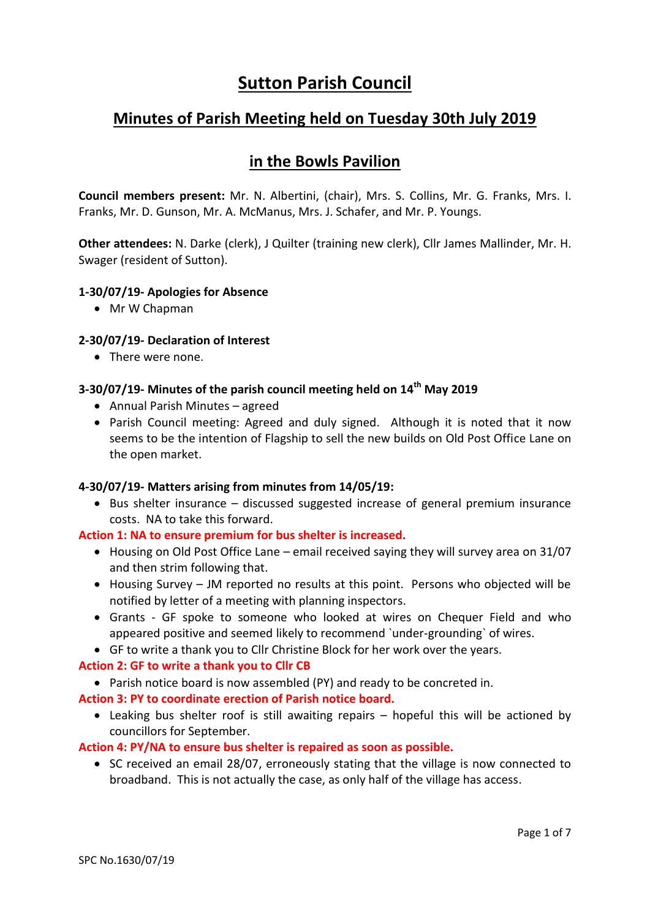# Sutton Parish Council

## Minutes of Parish Meeting held on Tuesday 30th July 2019

## in the Bowls Pavilion

**Council members present:** Mr. N. Albertini, (chair), Mrs. S. Collins, Mr. G. Franks, Mrs. I. Franks, Mr. D. Gunson, Mr. A. McManus, Mrs. J. Schafer, and Mr. P. Youngs.

**Other attendees:** N. Darke (clerk), J Quilter (training new clerk), Cllr James Mallinder, Mr. H. Swager (resident of Sutton).

### 1-30/07/19- Apologies for Absence

- Mr W Chapman

### 2-30/07/19- Declaration of Interest

- There were none.

### 3-30/07/19- Minutes of the parish council meeting held on 14th May 2019

- Annual Parish Minutes – agreed
- Parish Council meeting: Agreed and duly signed. Although it is noted that it now seems to be the intention of Flagship to sell the new builds on Old Post Office Lane on the open market.

### 4-30/07/19- Matters arising from minutes from 14/05/19:

- Bus shelter insurance – discussed suggested increase of general premium insurance costs. NA to take this forward.

**Action 1: NA to ensure premium for bus shelter is increased.**

- Housing on Old Post Office Lane – email received saying they will survey area on 31/07 and then strim following that.
- Housing Survey – JM reported no results at this point. Persons who objected will be notified by letter of a meeting with planning inspectors.
- Grants - GF spoke to someone who looked at wires on Chequer Field and who appeared positive and seemed likely to recommend `under-grounding` of wires.
- GF to write a thank you to Cllr Christine Block for her work over the years.

**Action 2: GF to write a thank you to Cllr CB**

- Parish notice board is now assembled (PY) and ready to be concreted in.

**Action 3: PY to coordinate erection of Parish notice board.**

- Leaking bus shelter roof is still awaiting repairs – hopeful this will be actioned by councillors for September.

**Action 4: PY/NA to ensure bus shelter is repaired as soon as possible.**

- SC received an email 28/07, erroneously stating that the village is now connected to broadband. This is not actually the case, as only half of the village has access.

SPC No.1630/07/19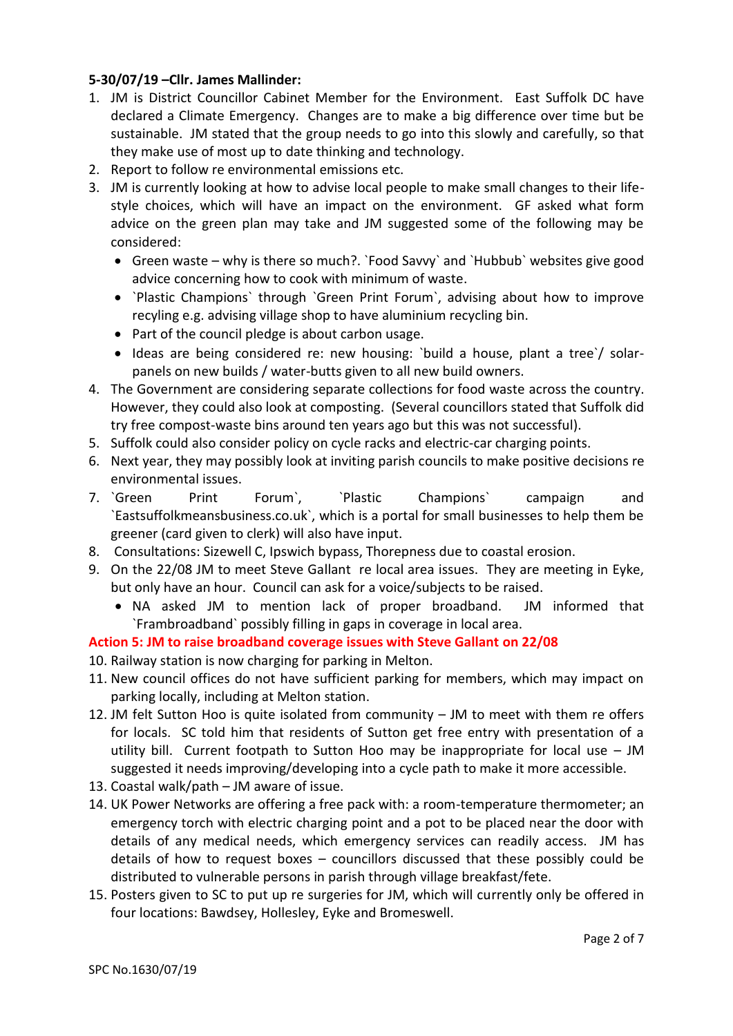**5-30/07/19 –Cllr. James Mallinder:**

1. JM is District Councillor Cabinet Member for the Environment. East Suffolk DC have declared a Climate Emergency. Changes are to make a big difference over time but be sustainable. JM stated that the group needs to go into this slowly and carefully, so that they make use of most up to date thinking and technology.
2. Report to follow re environmental emissions etc.
3. JM is currently looking at how to advise local people to make small changes to their life-style choices, which will have an impact on the environment. GF asked what form advice on the green plan may take and JM suggested some of the following may be considered:
   - Green waste – why is there so much?. `Food Savvy` and `Hubbub` websites give good advice concerning how to cook with minimum of waste.
   - `Plastic Champions` through `Green Print Forum`, advising about how to improve recyling e.g. advising village shop to have aluminium recycling bin.
   - Part of the council pledge is about carbon usage.
   - Ideas are being considered re: new housing: `build a house, plant a tree`/ solar-panels on new builds / water-butts given to all new build owners.
4. The Government are considering separate collections for food waste across the country. However, they could also look at composting. (Several councillors stated that Suffolk did try free compost-waste bins around ten years ago but this was not successful).
5. Suffolk could also consider policy on cycle racks and electric-car charging points.
6. Next year, they may possibly look at inviting parish councils to make positive decisions re environmental issues.
7. `Green Print Forum`, `Plastic Champions` campaign and `Eastsuffolkmeansbusiness.co.uk`, which is a portal for small businesses to help them be greener (card given to clerk) will also have input.
8. Consultations: Sizewell C, Ipswich bypass, Thorepness due to coastal erosion.
9. On the 22/08 JM to meet Steve Gallant re local area issues. They are meeting in Eyke, but only have an hour. Council can ask for a voice/subjects to be raised.
   - NA asked JM to mention lack of proper broadband. JM informed that `Frambroadband` possibly filling in gaps in coverage in local area.

**Action 5: JM to raise broadband coverage issues with Steve Gallant on 22/08**

10. Railway station is now charging for parking in Melton.
11. New council offices do not have sufficient parking for members, which may impact on parking locally, including at Melton station.
12. JM felt Sutton Hoo is quite isolated from community – JM to meet with them re offers for locals. SC told him that residents of Sutton get free entry with presentation of a utility bill. Current footpath to Sutton Hoo may be inappropriate for local use – JM suggested it needs improving/developing into a cycle path to make it more accessible.
13. Coastal walk/path – JM aware of issue.
14. UK Power Networks are offering a free pack with: a room-temperature thermometer; an emergency torch with electric charging point and a pot to be placed near the door with details of any medical needs, which emergency services can readily access. JM has details of how to request boxes – councillors discussed that these possibly could be distributed to vulnerable persons in parish through village breakfast/fete.
15. Posters given to SC to put up re surgeries for JM, which will currently only be offered in four locations: Bawdsey, Hollesley, Eyke and Bromeswell.

SPC No.1630/07/19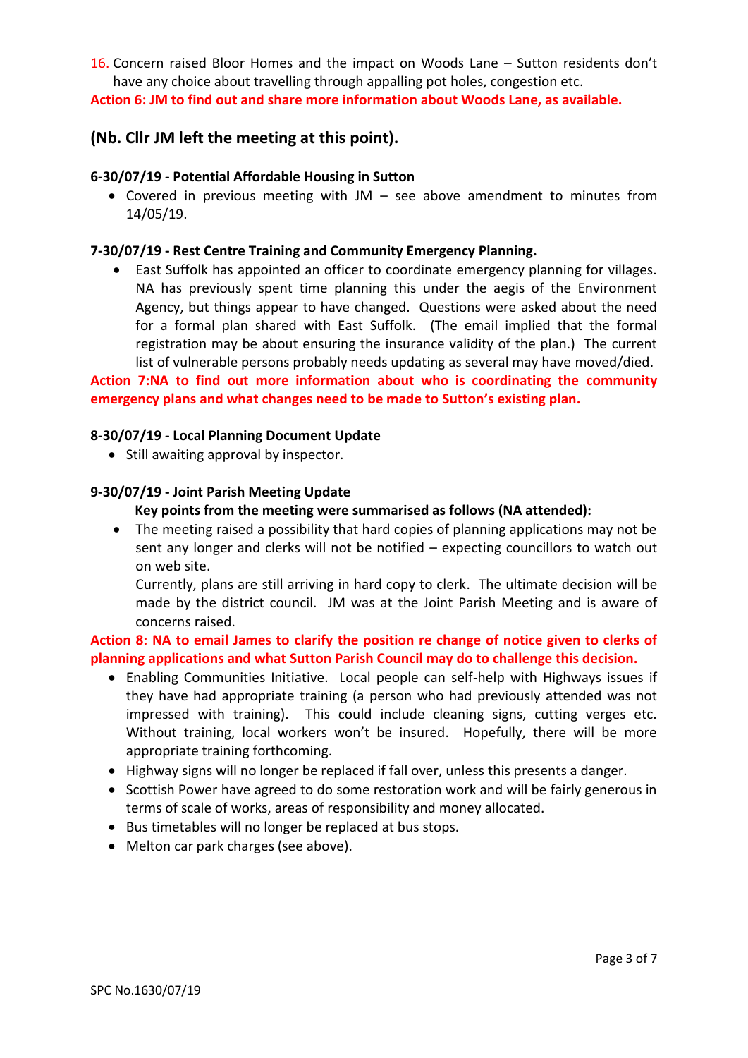16. Concern raised Bloor Homes and the impact on Woods Lane – Sutton residents don't have any choice about travelling through appalling pot holes, congestion etc.

**Action 6: JM to find out and share more information about Woods Lane, as available.**

## (Nb. Cllr JM left the meeting at this point).

**6-30/07/19 - Potential Affordable Housing in Sutton**

- Covered in previous meeting with JM – see above amendment to minutes from 14/05/19.

**7-30/07/19 - Rest Centre Training and Community Emergency Planning.**

- East Suffolk has appointed an officer to coordinate emergency planning for villages. NA has previously spent time planning this under the aegis of the Environment Agency, but things appear to have changed. Questions were asked about the need for a formal plan shared with East Suffolk. (The email implied that the formal registration may be about ensuring the insurance validity of the plan.) The current list of vulnerable persons probably needs updating as several may have moved/died.

**Action 7:NA to find out more information about who is coordinating the community emergency plans and what changes need to be made to Sutton's existing plan.**

**8-30/07/19 - Local Planning Document Update**

- Still awaiting approval by inspector.

**9-30/07/19 - Joint Parish Meeting Update**

**Key points from the meeting were summarised as follows (NA attended):**

- The meeting raised a possibility that hard copies of planning applications may not be sent any longer and clerks will not be notified – expecting councillors to watch out on web site.

  Currently, plans are still arriving in hard copy to clerk. The ultimate decision will be made by the district council. JM was at the Joint Parish Meeting and is aware of concerns raised.

**Action 8: NA to email James to clarify the position re change of notice given to clerks of planning applications and what Sutton Parish Council may do to challenge this decision.**

- Enabling Communities Initiative. Local people can self-help with Highways issues if they have had appropriate training (a person who had previously attended was not impressed with training). This could include cleaning signs, cutting verges etc. Without training, local workers won't be insured. Hopefully, there will be more appropriate training forthcoming.
- Highway signs will no longer be replaced if fall over, unless this presents a danger.
- Scottish Power have agreed to do some restoration work and will be fairly generous in terms of scale of works, areas of responsibility and money allocated.
- Bus timetables will no longer be replaced at bus stops.
- Melton car park charges (see above).

SPC No.1630/07/19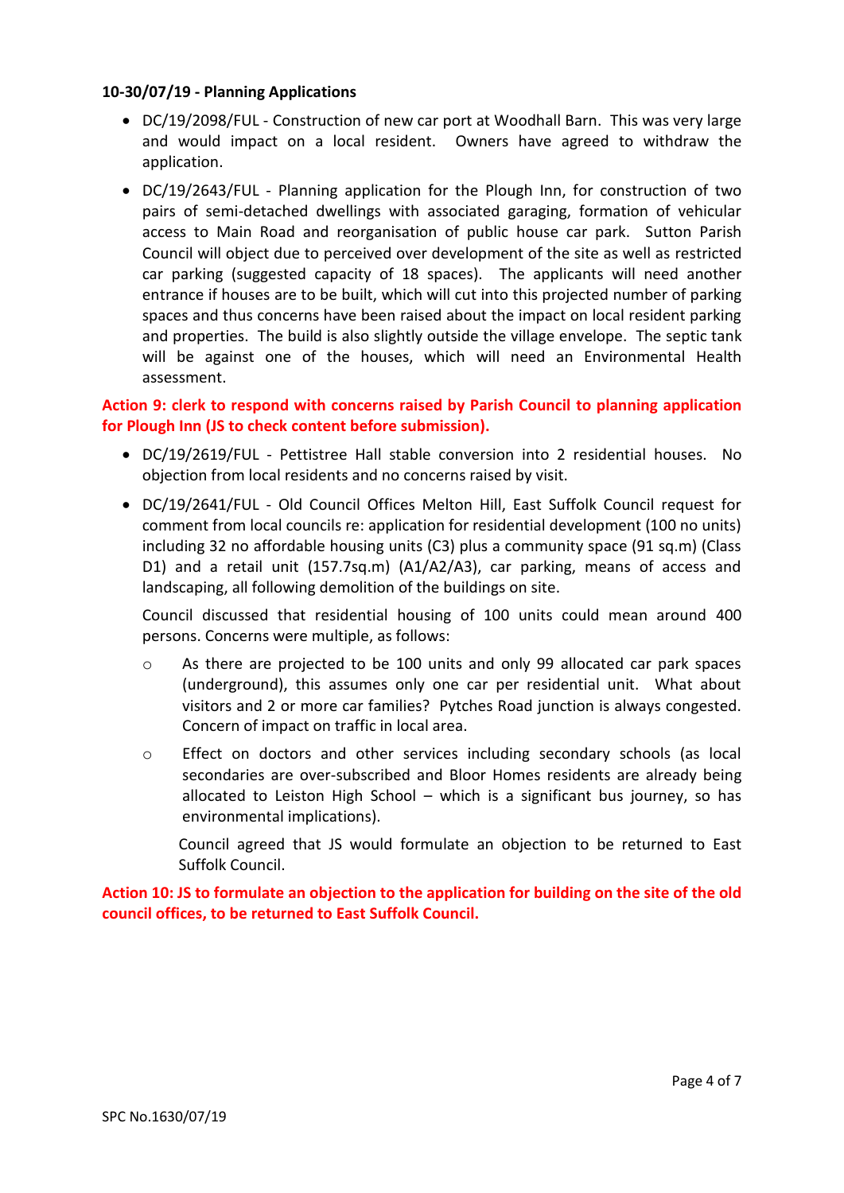**10-30/07/19 - Planning Applications**

- DC/19/2098/FUL - Construction of new car port at Woodhall Barn. This was very large and would impact on a local resident. Owners have agreed to withdraw the application.
- DC/19/2643/FUL - Planning application for the Plough Inn, for construction of two pairs of semi-detached dwellings with associated garaging, formation of vehicular access to Main Road and reorganisation of public house car park. Sutton Parish Council will object due to perceived over development of the site as well as restricted car parking (suggested capacity of 18 spaces). The applicants will need another entrance if houses are to be built, which will cut into this projected number of parking spaces and thus concerns have been raised about the impact on local resident parking and properties. The build is also slightly outside the village envelope. The septic tank will be against one of the houses, which will need an Environmental Health assessment.

**Action 9: clerk to respond with concerns raised by Parish Council to planning application for Plough Inn (JS to check content before submission).**

- DC/19/2619/FUL - Pettistree Hall stable conversion into 2 residential houses. No objection from local residents and no concerns raised by visit.
- DC/19/2641/FUL - Old Council Offices Melton Hill, East Suffolk Council request for comment from local councils re: application for residential development (100 no units) including 32 no affordable housing units (C3) plus a community space (91 sq.m) (Class D1) and a retail unit (157.7sq.m) (A1/A2/A3), car parking, means of access and landscaping, all following demolition of the buildings on site.

  Council discussed that residential housing of 100 units could mean around 400 persons. Concerns were multiple, as follows:

  - As there are projected to be 100 units and only 99 allocated car park spaces (underground), this assumes only one car per residential unit. What about visitors and 2 or more car families? Pytches Road junction is always congested. Concern of impact on traffic in local area.
  - Effect on doctors and other services including secondary schools (as local secondaries are over-subscribed and Bloor Homes residents are already being allocated to Leiston High School – which is a significant bus journey, so has environmental implications).

  Council agreed that JS would formulate an objection to be returned to East Suffolk Council.

**Action 10: JS to formulate an objection to the application for building on the site of the old council offices, to be returned to East Suffolk Council.**

SPC No.1630/07/19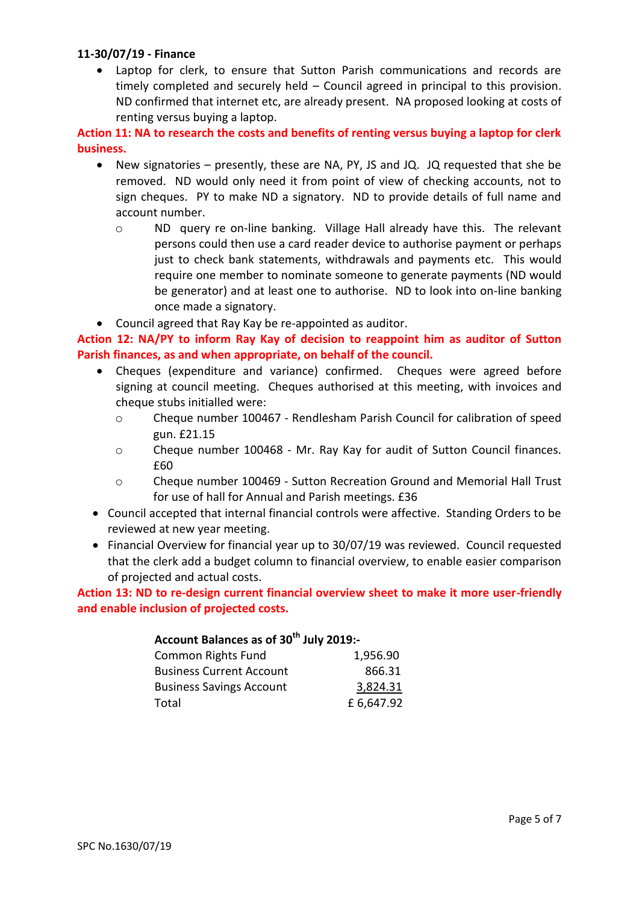**11-30/07/19 - Finance**

- Laptop for clerk, to ensure that Sutton Parish communications and records are timely completed and securely held – Council agreed in principal to this provision. ND confirmed that internet etc, are already present. NA proposed looking at costs of renting versus buying a laptop.

**Action 11: NA to research the costs and benefits of renting versus buying a laptop for clerk business.**

- New signatories – presently, these are NA, PY, JS and JQ. JQ requested that she be removed. ND would only need it from point of view of checking accounts, not to sign cheques. PY to make ND a signatory. ND to provide details of full name and account number.
  - ND query re on-line banking. Village Hall already have this. The relevant persons could then use a card reader device to authorise payment or perhaps just to check bank statements, withdrawals and payments etc. This would require one member to nominate someone to generate payments (ND would be generator) and at least one to authorise. ND to look into on-line banking once made a signatory.
- Council agreed that Ray Kay be re-appointed as auditor.

**Action 12: NA/PY to inform Ray Kay of decision to reappoint him as auditor of Sutton Parish finances, as and when appropriate, on behalf of the council.**

- Cheques (expenditure and variance) confirmed. Cheques were agreed before signing at council meeting. Cheques authorised at this meeting, with invoices and cheque stubs initialled were:
  - Cheque number 100467 - Rendlesham Parish Council for calibration of speed gun. £21.15
  - Cheque number 100468 - Mr. Ray Kay for audit of Sutton Council finances. £60
  - Cheque number 100469 - Sutton Recreation Ground and Memorial Hall Trust for use of hall for Annual and Parish meetings. £36
- Council accepted that internal financial controls were affective. Standing Orders to be reviewed at new year meeting.
- Financial Overview for financial year up to 30/07/19 was reviewed. Council requested that the clerk add a budget column to financial overview, to enable easier comparison of projected and actual costs.

**Action 13: ND to re-design current financial overview sheet to make it more user-friendly and enable inclusion of projected costs.**

**Account Balances as of 30th July 2019:-**

| | |
|---|---|
| Common Rights Fund | 1,956.90 |
| Business Current Account | 866.31 |
| Business Savings Account | 3,824.31 |
| Total | £ 6,647.92 |

SPC No.1630/07/19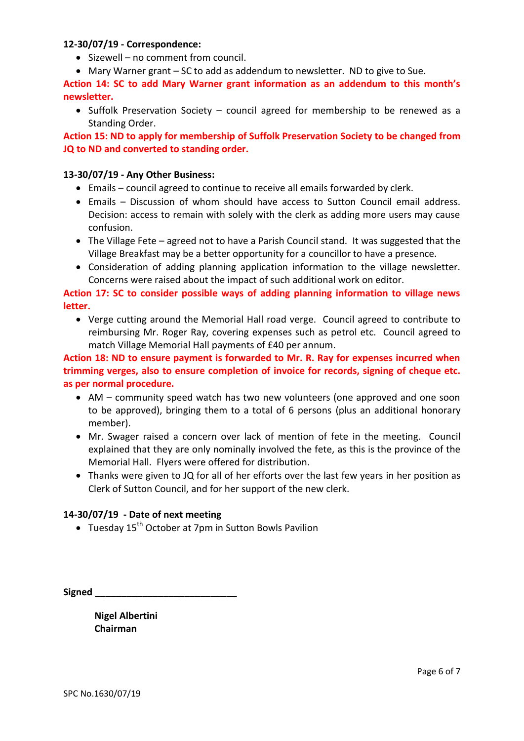**12-30/07/19 - Correspondence:**

- Sizewell – no comment from council.
- Mary Warner grant – SC to add as addendum to newsletter. ND to give to Sue.

**Action 14: SC to add Mary Warner grant information as an addendum to this month's newsletter.**

- Suffolk Preservation Society – council agreed for membership to be renewed as a Standing Order.

**Action 15: ND to apply for membership of Suffolk Preservation Society to be changed from JQ to ND and converted to standing order.**

**13-30/07/19 - Any Other Business:**

- Emails – council agreed to continue to receive all emails forwarded by clerk.
- Emails – Discussion of whom should have access to Sutton Council email address. Decision: access to remain with solely with the clerk as adding more users may cause confusion.
- The Village Fete – agreed not to have a Parish Council stand. It was suggested that the Village Breakfast may be a better opportunity for a councillor to have a presence.
- Consideration of adding planning application information to the village newsletter. Concerns were raised about the impact of such additional work on editor.

**Action 17: SC to consider possible ways of adding planning information to village news letter.**

- Verge cutting around the Memorial Hall road verge. Council agreed to contribute to reimbursing Mr. Roger Ray, covering expenses such as petrol etc. Council agreed to match Village Memorial Hall payments of £40 per annum.

**Action 18: ND to ensure payment is forwarded to Mr. R. Ray for expenses incurred when trimming verges, also to ensure completion of invoice for records, signing of cheque etc. as per normal procedure.**

- AM – community speed watch has two new volunteers (one approved and one soon to be approved), bringing them to a total of 6 persons (plus an additional honorary member).
- Mr. Swager raised a concern over lack of mention of fete in the meeting. Council explained that they are only nominally involved the fete, as this is the province of the Memorial Hall. Flyers were offered for distribution.
- Thanks were given to JQ for all of her efforts over the last few years in her position as Clerk of Sutton Council, and for her support of the new clerk.

**14-30/07/19 - Date of next meeting**

- Tuesday 15th October at 7pm in Sutton Bowls Pavilion

**Signed** ____________________________

**Nigel Albertini**
**Chairman**

SPC No.1630/07/19